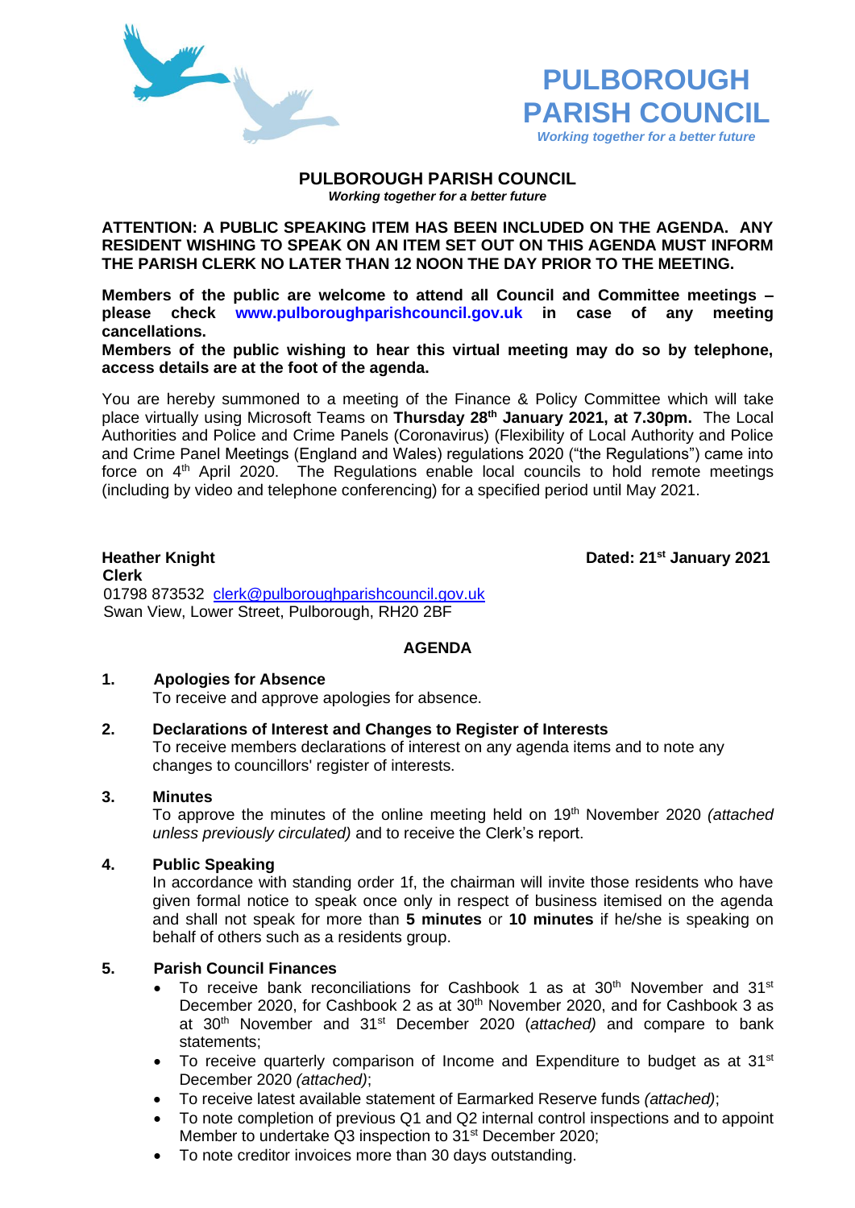# PULBOROUGH PARISH COUNCIL

*Working together for a better future*

## PULBOROUGH PARISH COUNCIL

***Working together for a better future***

**ATTENTION: A PUBLIC SPEAKING ITEM HAS BEEN INCLUDED ON THE AGENDA. ANY RESIDENT WISHING TO SPEAK ON AN ITEM SET OUT ON THIS AGENDA MUST INFORM THE PARISH CLERK NO LATER THAN 12 NOON THE DAY PRIOR TO THE MEETING.**

**Members of the public are welcome to attend all Council and Committee meetings – please check www.pulboroughparishcouncil.gov.uk in case of any meeting cancellations.**

**Members of the public wishing to hear this virtual meeting may do so by telephone, access details are at the foot of the agenda.**

You are hereby summoned to a meeting of the Finance & Policy Committee which will take place virtually using Microsoft Teams on **Thursday 28th January 2021, at 7.30pm.** The Local Authorities and Police and Crime Panels (Coronavirus) (Flexibility of Local Authority and Police and Crime Panel Meetings (England and Wales) regulations 2020 ("the Regulations") came into force on 4th April 2020. The Regulations enable local councils to hold remote meetings (including by video and telephone conferencing) for a specified period until May 2021.

**Heather Knight**
**Clerk**
01798 873532 clerk@pulboroughparishcouncil.gov.uk
Swan View, Lower Street, Pulborough, RH20 2BF

**Dated: 21st January 2021**

### AGENDA

**1. Apologies for Absence**
To receive and approve apologies for absence.

**2. Declarations of Interest and Changes to Register of Interests**
To receive members declarations of interest on any agenda items and to note any changes to councillors' register of interests.

**3. Minutes**
To approve the minutes of the online meeting held on 19th November 2020 *(attached unless previously circulated)* and to receive the Clerk's report.

**4. Public Speaking**
In accordance with standing order 1f, the chairman will invite those residents who have given formal notice to speak once only in respect of business itemised on the agenda and shall not speak for more than **5 minutes** or **10 minutes** if he/she is speaking on behalf of others such as a residents group.

**5. Parish Council Finances**

- To receive bank reconciliations for Cashbook 1 as at 30th November and 31st December 2020, for Cashbook 2 as at 30th November 2020, and for Cashbook 3 as at 30th November and 31st December 2020 (*attached)* and compare to bank statements;
- To receive quarterly comparison of Income and Expenditure to budget as at 31st December 2020 *(attached)*;
- To receive latest available statement of Earmarked Reserve funds *(attached)*;
- To note completion of previous Q1 and Q2 internal control inspections and to appoint Member to undertake Q3 inspection to 31st December 2020;
- To note creditor invoices more than 30 days outstanding.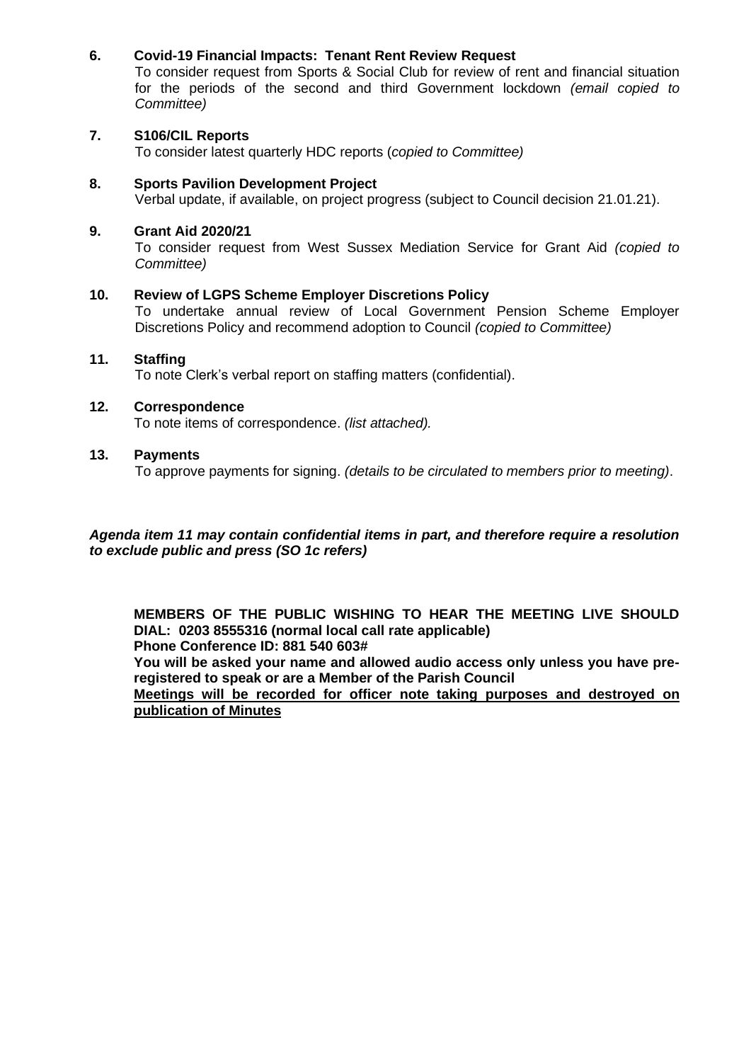**6. Covid-19 Financial Impacts: Tenant Rent Review Request**

To consider request from Sports & Social Club for review of rent and financial situation for the periods of the second and third Government lockdown *(email copied to Committee)*

**7. S106/CIL Reports**

To consider latest quarterly HDC reports (*copied to Committee)*

**8. Sports Pavilion Development Project**

Verbal update, if available, on project progress (subject to Council decision 21.01.21).

**9. Grant Aid 2020/21**

To consider request from West Sussex Mediation Service for Grant Aid *(copied to Committee)*

**10. Review of LGPS Scheme Employer Discretions Policy**

To undertake annual review of Local Government Pension Scheme Employer Discretions Policy and recommend adoption to Council *(copied to Committee)*

**11. Staffing**

To note Clerk's verbal report on staffing matters (confidential).

**12. Correspondence**

To note items of correspondence. *(list attached).*

**13. Payments**

To approve payments for signing. *(details to be circulated to members prior to meeting)*.

***Agenda item 11 may contain confidential items in part, and therefore require a resolution to exclude public and press (SO 1c refers)***

**MEMBERS OF THE PUBLIC WISHING TO HEAR THE MEETING LIVE SHOULD DIAL: 0203 8555316 (normal local call rate applicable)**
**Phone Conference ID: 881 540 603#**
**You will be asked your name and allowed audio access only unless you have pre-registered to speak or are a Member of the Parish Council**
**Meetings will be recorded for officer note taking purposes and destroyed on publication of Minutes**